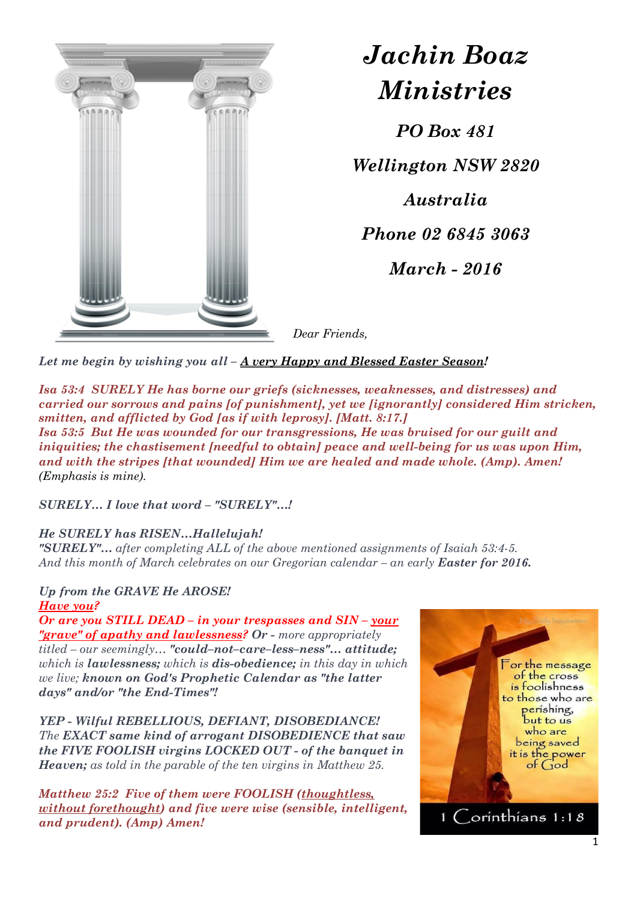# *Jachin Boaz Ministries*

***PO Box 481***

***Wellington NSW 2820***

***Australia***

***Phone 02 6845 3063***

***March - 2016***

*Dear Friends,*

*Let me begin by wishing you all –* ***A very Happy and Blessed Easter Season!***

***Isa 53:4 SURELY He has borne our griefs (sicknesses, weaknesses, and distresses) and carried our sorrows and pains [of punishment], yet we [ignorantly] considered Him stricken, smitten, and afflicted by God [as if with leprosy]. [Matt. 8:17.]***
***Isa 53:5 But He was wounded for our transgressions, He was bruised for our guilt and iniquities; the chastisement [needful to obtain] peace and well-being for us was upon Him, and with the stripes [that wounded] Him we are healed and made whole. (Amp). Amen!*** *(Emphasis is mine).*

***SURELY… I love that word – "SURELY"…!***

***He SURELY has RISEN…Hallelujah!***
***"SURELY"…*** *after completing ALL of the above mentioned assignments of Isaiah 53:4-5. And this month of March celebrates on our Gregorian calendar – an early* ***Easter for 2016.***

***Up from the GRAVE He AROSE!***
***Have you?***
***Or are you STILL DEAD – in your trespasses and SIN – your "grave" of apathy and lawlessness? Or*** *- more appropriately titled – our seemingly…* ***"could–not–care–less–ness"… attitude;*** *which is* ***lawlessness;*** *which is* ***dis-obedience;*** *in this day in which we live;* ***known on God's Prophetic Calendar as "the latter days" and/or "the End-Times"!***

***YEP - Wilful REBELLIOUS, DEFIANT, DISOBEDIANCE!***
*The* ***EXACT same kind of arrogant DISOBEDIENCE that saw the FIVE FOOLISH virgins LOCKED OUT - of the banquet in Heaven;*** *as told in the parable of the ten virgins in Matthew 25.*

***Matthew 25:2 Five of them were FOOLISH (thoughtless, without forethought) and five were wise (sensible, intelligent, and prudent). (Amp) Amen!***

For the message of the cross is foolishness to those who are perishing, but to us who are being saved it is the power of God

1 Corinthians 1:18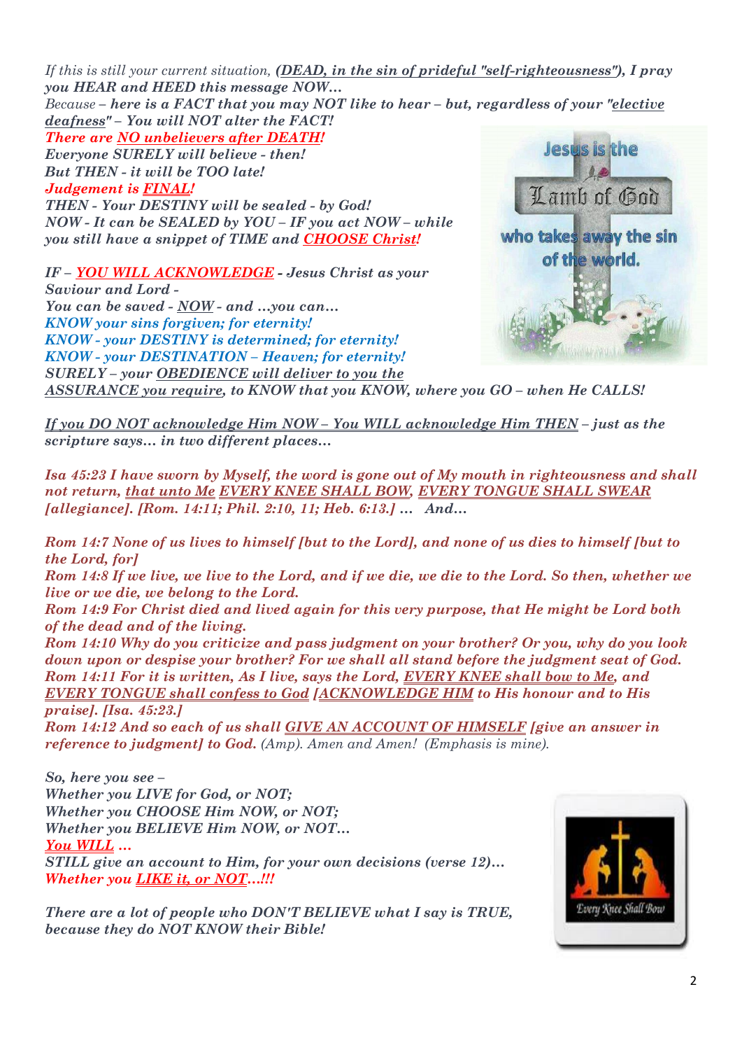*If this is still your current situation, **(DEAD, in the sin of prideful "self-righteousness"), I pray you HEAR and HEED this message NOW…***

*Because – **here is a FACT that you may NOT like to hear – but, regardless of your "elective deafness" – You will NOT alter the FACT!***

***There are NO unbelievers after DEATH!***
***Everyone SURELY will believe - then!***
***But THEN - it will be TOO late!***
***Judgement is FINAL!***
***THEN - Your DESTINY will be sealed - by God!***
***NOW - It can be SEALED by YOU – IF you act NOW – while you still have a snippet of TIME and CHOOSE Christ!***

***IF – YOU WILL ACKNOWLEDGE - Jesus Christ as your Saviour and Lord -***
***You can be saved - NOW - and …you can…***
***KNOW your sins forgiven; for eternity!***
***KNOW - your DESTINY is determined; for eternity!***
***KNOW - your DESTINATION – Heaven; for eternity!***
***SURELY – your OBEDIENCE will deliver to you the ASSURANCE you require, to KNOW that you KNOW, where you GO – when He CALLS!***

***If you DO NOT acknowledge Him NOW – You WILL acknowledge Him THEN – just as the scripture says… in two different places…***

***Isa 45:23 I have sworn by Myself, the word is gone out of My mouth in righteousness and shall not return, that unto Me EVERY KNEE SHALL BOW, EVERY TONGUE SHALL SWEAR [allegiance]. [Rom. 14:11; Phil. 2:10, 11; Heb. 6:13.] … And…***

***Rom 14:7 None of us lives to himself [but to the Lord], and none of us dies to himself [but to the Lord, for]***
***Rom 14:8 If we live, we live to the Lord, and if we die, we die to the Lord. So then, whether we live or we die, we belong to the Lord.***
***Rom 14:9 For Christ died and lived again for this very purpose, that He might be Lord both of the dead and of the living.***
***Rom 14:10 Why do you criticize and pass judgment on your brother? Or you, why do you look down upon or despise your brother? For we shall all stand before the judgment seat of God.***
***Rom 14:11 For it is written, As I live, says the Lord, EVERY KNEE shall bow to Me, and EVERY TONGUE shall confess to God [ACKNOWLEDGE HIM to His honour and to His praise]. [Isa. 45:23.]***
***Rom 14:12 And so each of us shall GIVE AN ACCOUNT OF HIMSELF [give an answer in reference to judgment] to God.*** *(Amp). Amen and Amen! (Emphasis is mine).*

***So, here you see –***
***Whether you LIVE for God, or NOT;***
***Whether you CHOOSE Him NOW, or NOT;***
***Whether you BELIEVE Him NOW, or NOT…***
***You WILL …***
***STILL give an account to Him, for your own decisions (verse 12)…***
***Whether you LIKE it, or NOT…!!!***

***There are a lot of people who DON'T BELIEVE what I say is TRUE, because they do NOT KNOW their Bible!***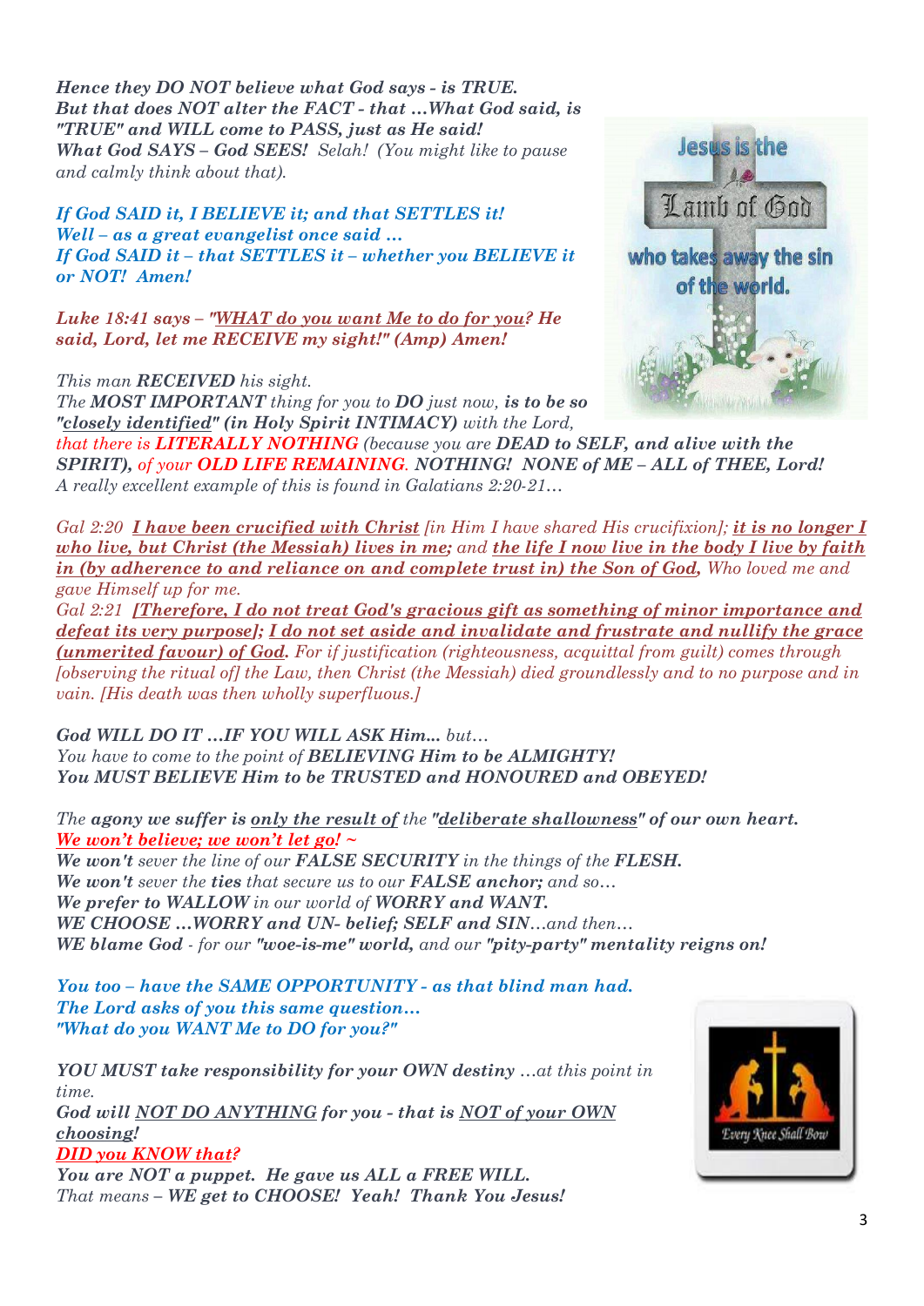*Hence they **DO NOT** believe what God says - is **TRUE.***
***But that does NOT alter the FACT - that …What God said, is "TRUE" and WILL come to PASS, just as He said!***
***What God SAYS – God SEES!** Selah! (You might like to pause and calmly think about that).*

***If God SAID it, I BELIEVE it; and that SETTLES it!***
***Well – as a great evangelist once said …***
***If God SAID it – that SETTLES it – whether you BELIEVE it or NOT! Amen!***

***Luke 18:41 says – "WHAT do you want Me to do for you? He said, Lord, let me RECEIVE my sight!" (Amp) Amen!***

*This man **RECEIVED** his sight.*
*The **MOST IMPORTANT** thing for you to **DO** just now, **is to be so "closely identified" (in Holy Spirit INTIMACY)** with the Lord, that there is **LITERALLY NOTHING** (because you are **DEAD to SELF, and alive with the SPIRIT),** of your **OLD LIFE REMAINING**. **NOTHING! NONE of ME – ALL of THEE, Lord!***
*A really excellent example of this is found in Galatians 2:20-21…*

*Gal 2:20 **I have been crucified with Christ** [in Him I have shared His crucifixion]; **it is no longer I who live, but Christ (the Messiah) lives in me;** and **the life I now live in the body I live by faith in (by adherence to and reliance on and complete trust in) the Son of God,** Who loved me and gave Himself up for me.*
*Gal 2:21 **[Therefore, I do not treat God's gracious gift as something of minor importance and defeat its very purpose]; I do not set aside and invalidate and frustrate and nullify the grace (unmerited favour) of God.** For if justification (righteousness, acquittal from guilt) comes through [observing the ritual of] the Law, then Christ (the Messiah) died groundlessly and to no purpose and in vain. [His death was then wholly superfluous.]*

***God WILL DO IT …IF YOU WILL ASK Him…** but…*
*You have to come to the point of **BELIEVING Him to be ALMIGHTY!***
***You MUST BELIEVE Him to be TRUSTED and HONOURED and OBEYED!***

*The **agony we suffer is only the result of** the **"deliberate shallowness" of our own heart.***
***We won't believe; we won't let go! ~***
***We won't** sever the line of our **FALSE SECURITY** in the things of the **FLESH.***
***We won't** sever the **ties** that secure us to our **FALSE anchor;** and so…*
***We prefer to WALLOW** in our world of **WORRY and WANT.***
***WE CHOOSE …WORRY and UN- belief; SELF and SIN**…and then…*
***WE blame God** - for our **"woe-is-me" world,** and our **"pity-party" mentality reigns on!***

***You too – have the SAME OPPORTUNITY - as that blind man had.***
***The Lord asks of you this same question…***
***"What do you WANT Me to DO for you?"***

***YOU MUST take responsibility for your OWN destiny** …at this point in time.*
***God will NOT DO ANYTHING for you - that is NOT of your OWN choosing!***
***DID you KNOW that?***
***You are NOT a puppet. He gave us ALL a FREE WILL.***
*That means – **WE get to CHOOSE! Yeah! Thank You Jesus!***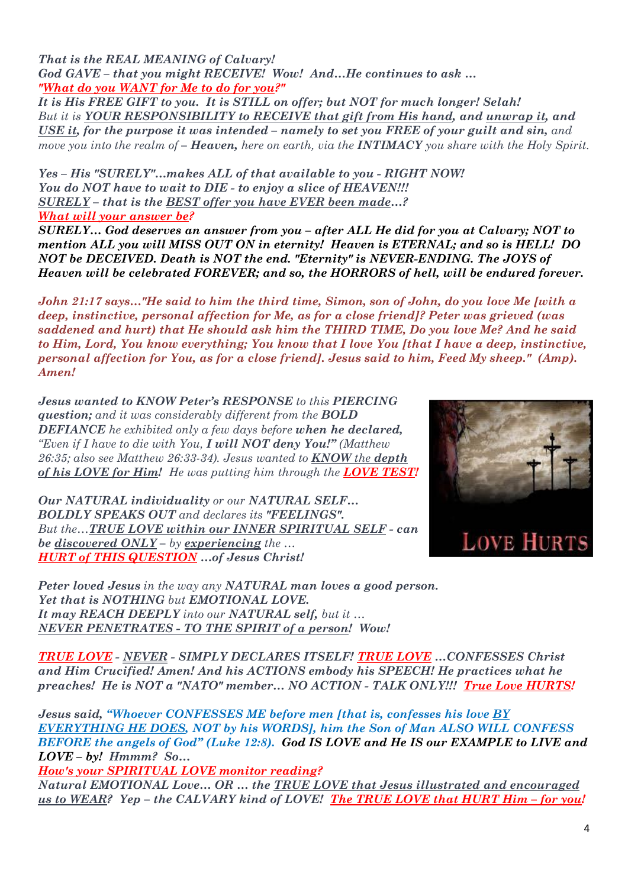*That is the REAL MEANING of Calvary!*
*God GAVE – that you might RECEIVE! Wow! And…He continues to ask …*
*"What do you WANT for Me to do for you?"*
*It is His FREE GIFT to you. It is STILL on offer; but NOT for much longer! Selah!*
*But it is YOUR RESPONSIBILITY to RECEIVE that gift from His hand, and unwrap it, and USE it, for the purpose it was intended – namely to set you FREE of your guilt and sin, and move you into the realm of – **Heaven,** here on earth, via the **INTIMACY** you share with the Holy Spirit.*

*Yes – His "SURELY"…makes ALL of that available to you - RIGHT NOW!*
*You do NOT have to wait to DIE - to enjoy a slice of HEAVEN!!!*
*SURELY – that is the BEST offer you have EVER been made…?*
*What will your answer be?*
***SURELY… God deserves an answer from you – after ALL He did for you at Calvary; NOT to mention ALL you will MISS OUT ON in eternity! Heaven is ETERNAL; and so is HELL! DO NOT be DECEIVED. Death is NOT the end. "Eternity" is NEVER-ENDING. The JOYS of Heaven will be celebrated FOREVER; and so, the HORRORS of hell, will be endured forever.***

***John 21:17 says…"He said to him the third time, Simon, son of John, do you love Me [with a deep, instinctive, personal affection for Me, as for a close friend]? Peter was grieved (was saddened and hurt) that He should ask him the THIRD TIME, Do you love Me? And he said to Him, Lord, You know everything; You know that I love You [that I have a deep, instinctive, personal affection for You, as for a close friend]. Jesus said to him, Feed My sheep." (Amp). Amen!***

***Jesus wanted to KNOW Peter's RESPONSE** to this **PIERCING question;** and it was considerably different from the **BOLD DEFIANCE** he exhibited only a few days before **when he declared,** "Even if I have to die with You, **I will NOT deny You!"** (Matthew 26:35; also see Matthew 26:33-34). Jesus wanted to **KNOW** the **depth of his LOVE for Him!** He was putting him through the **LOVE TEST!***

***Our NATURAL individuality** or our **NATURAL SELF… BOLDLY SPEAKS OUT** and declares its **"FEELINGS".** But the…**TRUE LOVE within our INNER SPIRITUAL SELF - can be discovered ONLY** – by **experiencing** the … **HURT of THIS QUESTION …of Jesus Christ!***

LOVE HURTS

***Peter loved Jesus** in the way any **NATURAL man loves a good person. Yet that is NOTHING** but **EMOTIONAL LOVE. It may REACH DEEPLY** into our **NATURAL self,** but it … **NEVER PENETRATES - TO THE SPIRIT of a person!** Wow!*

***TRUE LOVE - NEVER - SIMPLY DECLARES ITSELF! TRUE LOVE …CONFESSES Christ and Him Crucified! Amen! And his ACTIONS embody his SPEECH! He practices what he preaches! He is NOT a "NATO" member… NO ACTION - TALK ONLY!!! True Love HURTS!***

***Jesus said, "Whoever CONFESSES ME before men [that is, confesses his love BY EVERYTHING HE DOES, NOT by his WORDS], him the Son of Man ALSO WILL CONFESS BEFORE the angels of God" (Luke 12:8). God IS LOVE and He IS our EXAMPLE to LIVE and LOVE – by! Hmmm? So…***
***How's your SPIRITUAL LOVE monitor reading?***
***Natural EMOTIONAL Love… OR … the TRUE LOVE that Jesus illustrated and encouraged us to WEAR? Yep – the CALVARY kind of LOVE! The TRUE LOVE that HURT Him – for you!***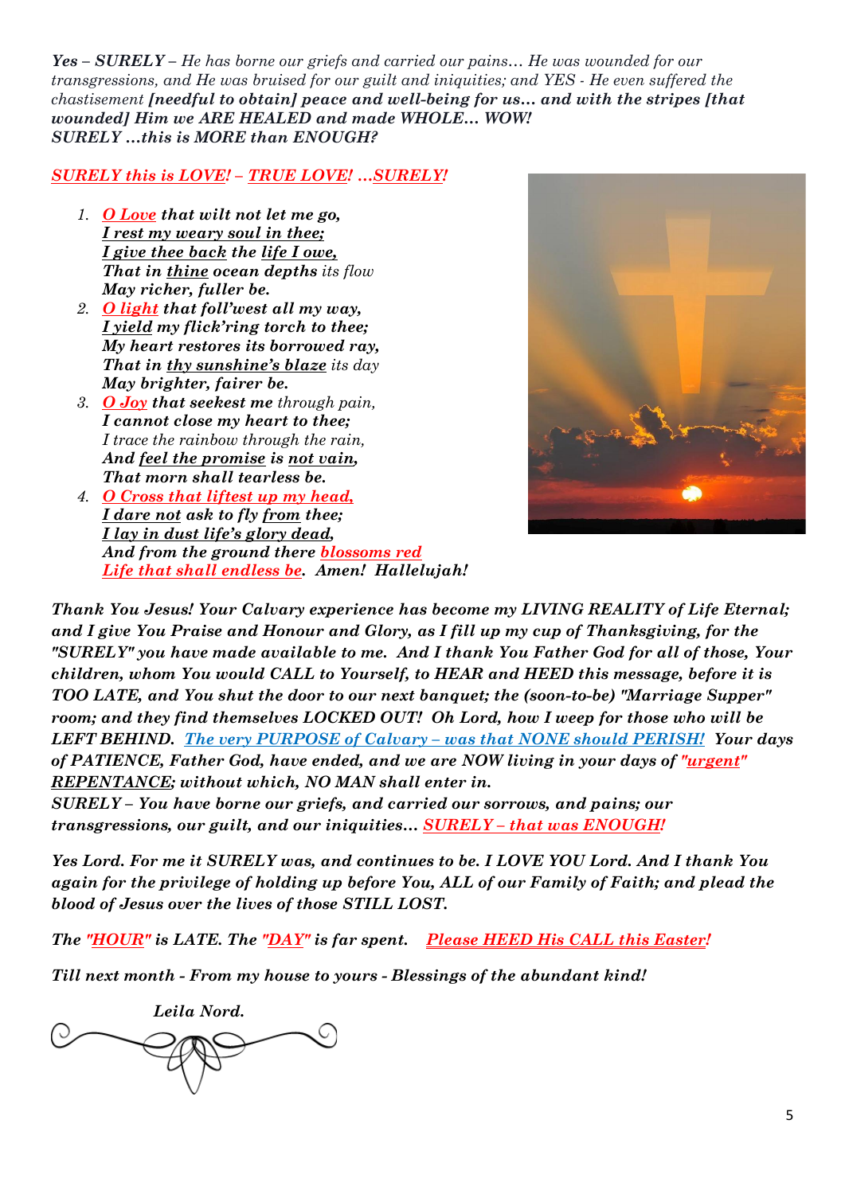***Yes – SURELY** – He has borne our griefs and carried our pains… He was wounded for our transgressions, and He was bruised for our guilt and iniquities; and YES - He even suffered the chastisement **[needful to obtain] peace and well-being for us… and with the stripes [that wounded] Him we ARE HEALED and made WHOLE… WOW!***
***SURELY …this is MORE than ENOUGH?***

***SURELY this is LOVE! – TRUE LOVE! …SURELY!***

1. ***O Love that wilt not let me go,***
   ***I rest my weary soul in thee;***
   ***I give thee back the life I owe,***
   ***That in thine ocean depths** its flow*
   ***May richer, fuller be.***
2. ***O light that foll'west all my way,***
   ***I yield** my flick'ring torch to thee;*
   ***My heart restores its borrowed ray,***
   ***That in thy sunshine's blaze** its day*
   ***May brighter, fairer be.***
3. ***O Joy that seekest me** through pain,*
   ***I cannot close my heart to thee;***
   *I trace the rainbow through the rain,*
   ***And feel the promise is not vain,***
   ***That morn shall tearless be.***
4. ***O Cross that liftest up my head,***
   ***I dare not** ask to fly **from** thee;*
   ***I lay in dust life's glory dead,***
   ***And from the ground there blossoms red***
   ***Life that shall endless be. Amen! Hallelujah!***

***Thank You Jesus! Your Calvary experience has become my LIVING REALITY of Life Eternal; and I give You Praise and Honour and Glory, as I fill up my cup of Thanksgiving, for the "SURELY" you have made available to me. And I thank You Father God for all of those, Your children, whom You would CALL to Yourself, to HEAR and HEED this message, before it is TOO LATE, and You shut the door to our next banquet; the (soon-to-be) "Marriage Supper" room; and they find themselves LOCKED OUT! Oh Lord, how I weep for those who will be LEFT BEHIND. The very PURPOSE of Calvary – was that NONE should PERISH! Your days of PATIENCE, Father God, have ended, and we are NOW living in your days of "urgent" REPENTANCE; without which, NO MAN shall enter in.***
***SURELY – You have borne our griefs, and carried our sorrows, and pains; our transgressions, our guilt, and our iniquities… SURELY – that was ENOUGH!***

***Yes Lord. For me it SURELY was, and continues to be. I LOVE YOU Lord. And I thank You again for the privilege of holding up before You, ALL of our Family of Faith; and plead the blood of Jesus over the lives of those STILL LOST.***

***The "HOUR" is LATE. The "DAY" is far spent. Please HEED His CALL this Easter!***

***Till next month - From my house to yours - Blessings of the abundant kind!***

***Leila Nord.***